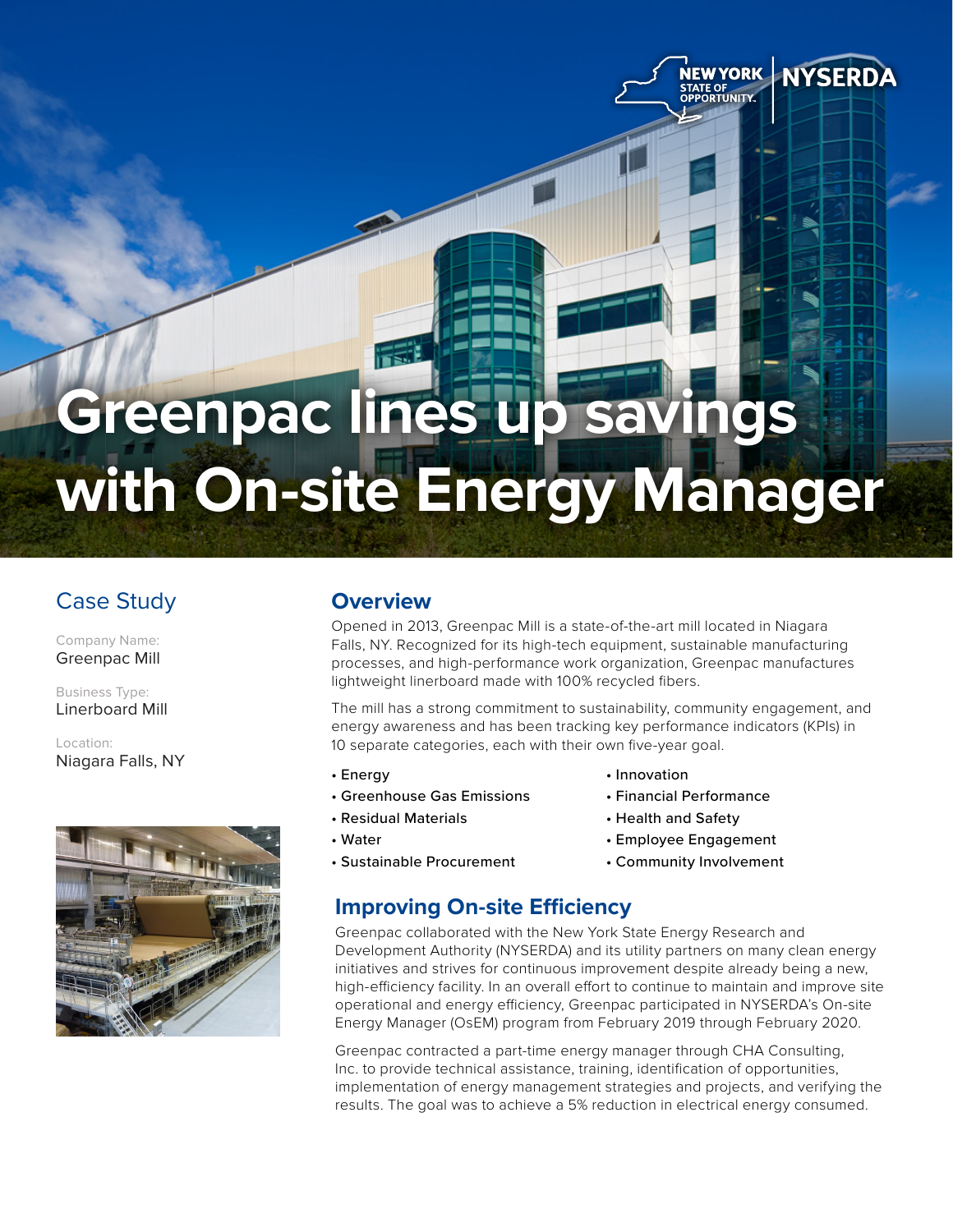# Greenpac lines up savings with On-site Energy Manager

## Case Study

Company Name:
Greenpac Mill

Business Type:
Linerboard Mill

Location:
Niagara Falls, NY

## Overview

Opened in 2013, Greenpac Mill is a state-of-the-art mill located in Niagara Falls, NY. Recognized for its high-tech equipment, sustainable manufacturing processes, and high-performance work organization, Greenpac manufactures lightweight linerboard made with 100% recycled fibers.

The mill has a strong commitment to sustainability, community engagement, and energy awareness and has been tracking key performance indicators (KPIs) in 10 separate categories, each with their own five-year goal.

- Energy
- Greenhouse Gas Emissions
- Residual Materials
- Water
- Sustainable Procurement
- Innovation
- Financial Performance
- Health and Safety
- Employee Engagement
- Community Involvement

## Improving On-site Efficiency

Greenpac collaborated with the New York State Energy Research and Development Authority (NYSERDA) and its utility partners on many clean energy initiatives and strives for continuous improvement despite already being a new, high-efficiency facility. In an overall effort to continue to maintain and improve site operational and energy efficiency, Greenpac participated in NYSERDA's On-site Energy Manager (OsEM) program from February 2019 through February 2020.

Greenpac contracted a part-time energy manager through CHA Consulting, Inc. to provide technical assistance, training, identification of opportunities, implementation of energy management strategies and projects, and verifying the results. The goal was to achieve a 5% reduction in electrical energy consumed.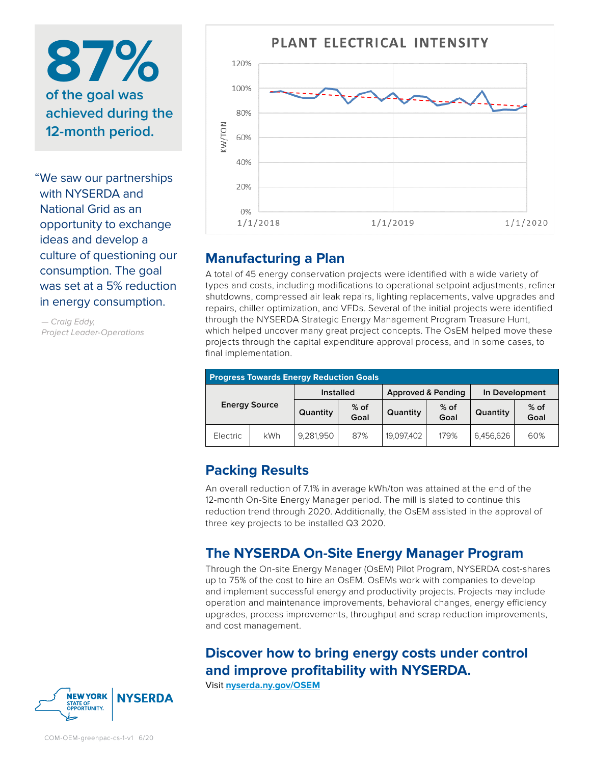# 87%

of the goal was achieved during the 12-month period.

"We saw our partnerships with NYSERDA and National Grid as an opportunity to exchange ideas and develop a culture of questioning our consumption. The goal was set at a 5% reduction in energy consumption.

*— Craig Eddy, Project Leader-Operations*

PLANT ELECTRICAL INTENSITY

120%
100%
80%
60%
40%
20%
0%

KW/TON

1/1/2018
1/1/2019
1/1/2020

## Manufacturing a Plan

A total of 45 energy conservation projects were identified with a wide variety of types and costs, including modifications to operational setpoint adjustments, refiner shutdowns, compressed air leak repairs, lighting replacements, valve upgrades and repairs, chiller optimization, and VFDs. Several of the initial projects were identified through the NYSERDA Strategic Energy Management Program Treasure Hunt, which helped uncover many great project concepts. The OsEM helped move these projects through the capital expenditure approval process, and in some cases, to final implementation.

**Progress Towards Energy Reduction Goals**

| Energy Source | | Installed | | Approved & Pending | | In Development | |
|---|---|---|---|---|---|---|---|
| | | Quantity | % of Goal | Quantity | % of Goal | Quantity | % of Goal |
| Electric | kWh | 9,281,950 | 87% | 19,097,402 | 179% | 6,456,626 | 60% |

## Packing Results

An overall reduction of 7.1% in average kWh/ton was attained at the end of the 12-month On-Site Energy Manager period. The mill is slated to continue this reduction trend through 2020. Additionally, the OsEM assisted in the approval of three key projects to be installed Q3 2020.

## The NYSERDA On-Site Energy Manager Program

Through the On-site Energy Manager (OsEM) Pilot Program, NYSERDA cost-shares up to 75% of the cost to hire an OsEM. OsEMs work with companies to develop and implement successful energy and productivity projects. Projects may include operation and maintenance improvements, behavioral changes, energy efficiency upgrades, process improvements, throughput and scrap reduction improvements, and cost management.

## Discover how to bring energy costs under control and improve profitability with NYSERDA.

Visit nyserda.ny.gov/OSEM

NEW YORK STATE OF OPPORTUNITY. | NYSERDA

COM-OEM-greenpac-cs-1-v1 6/20